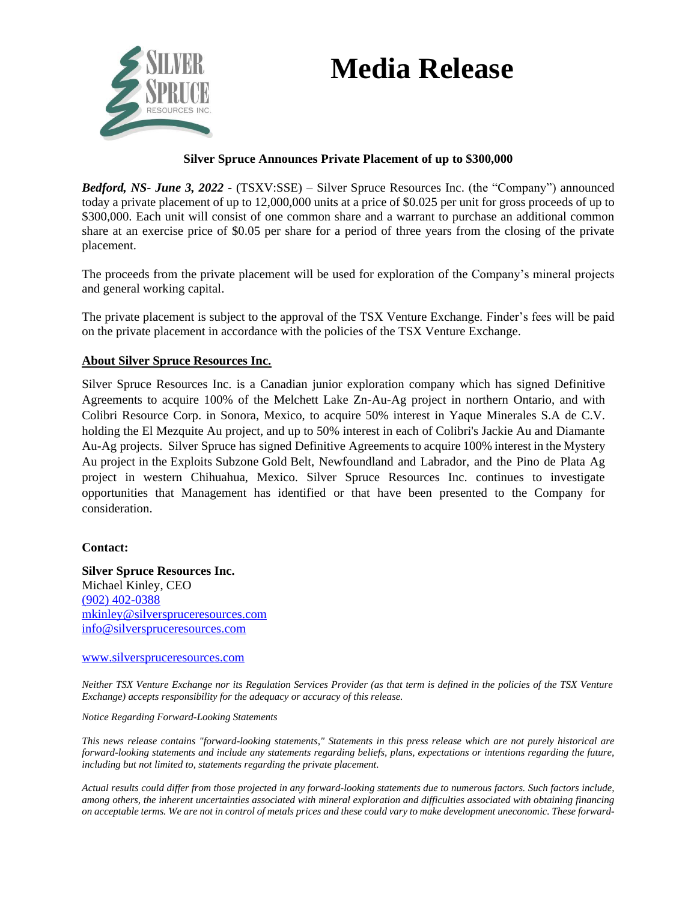# Media Release

**Silver Spruce Announces Private Placement of up to $300,000**

***Bedford, NS- June 3, 2022 -*** (TSXV:SSE) – Silver Spruce Resources Inc. (the "Company") announced today a private placement of up to 12,000,000 units at a price of $0.025 per unit for gross proceeds of up to $300,000. Each unit will consist of one common share and a warrant to purchase an additional common share at an exercise price of $0.05 per share for a period of three years from the closing of the private placement.

The proceeds from the private placement will be used for exploration of the Company's mineral projects and general working capital.

The private placement is subject to the approval of the TSX Venture Exchange. Finder's fees will be paid on the private placement in accordance with the policies of the TSX Venture Exchange.

## About Silver Spruce Resources Inc.

Silver Spruce Resources Inc. is a Canadian junior exploration company which has signed Definitive Agreements to acquire 100% of the Melchett Lake Zn-Au-Ag project in northern Ontario, and with Colibri Resource Corp. in Sonora, Mexico, to acquire 50% interest in Yaque Minerales S.A de C.V. holding the El Mezquite Au project, and up to 50% interest in each of Colibri's Jackie Au and Diamante Au-Ag projects. Silver Spruce has signed Definitive Agreements to acquire 100% interest in the Mystery Au project in the Exploits Subzone Gold Belt, Newfoundland and Labrador, and the Pino de Plata Ag project in western Chihuahua, Mexico. Silver Spruce Resources Inc. continues to investigate opportunities that Management has identified or that have been presented to the Company for consideration.

**Contact:**

**Silver Spruce Resources Inc.**
Michael Kinley, CEO
(902) 402-0388
mkinley@silverspruceresources.com
info@silverspruceresources.com

www.silverspruceresources.com

*Neither TSX Venture Exchange nor its Regulation Services Provider (as that term is defined in the policies of the TSX Venture Exchange) accepts responsibility for the adequacy or accuracy of this release.*

*Notice Regarding Forward-Looking Statements*

*This news release contains "forward-looking statements," Statements in this press release which are not purely historical are forward-looking statements and include any statements regarding beliefs, plans, expectations or intentions regarding the future, including but not limited to, statements regarding the private placement.*

*Actual results could differ from those projected in any forward-looking statements due to numerous factors. Such factors include, among others, the inherent uncertainties associated with mineral exploration and difficulties associated with obtaining financing on acceptable terms. We are not in control of metals prices and these could vary to make development uneconomic. These forward-*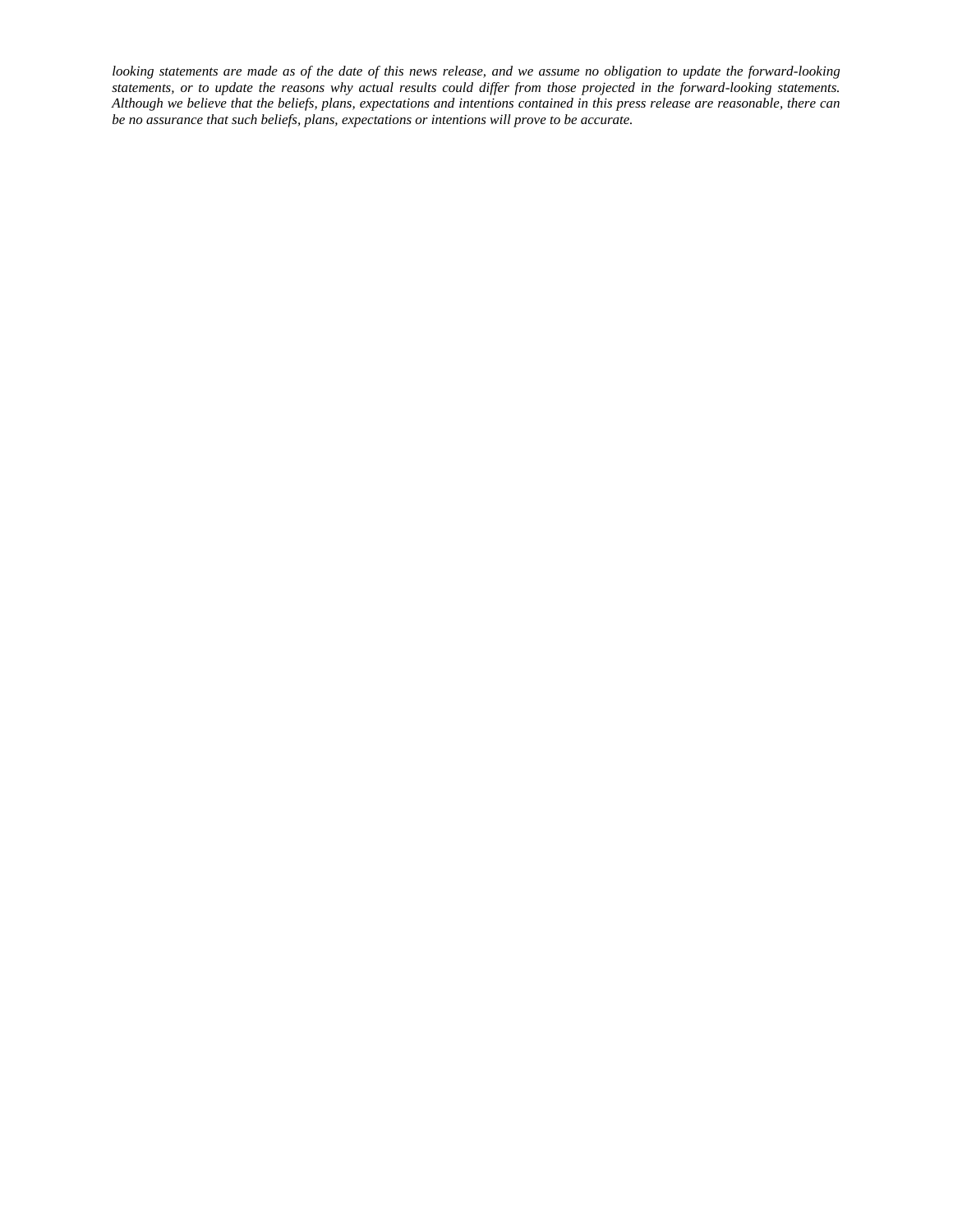*looking statements are made as of the date of this news release, and we assume no obligation to update the forward-looking statements, or to update the reasons why actual results could differ from those projected in the forward-looking statements. Although we believe that the beliefs, plans, expectations and intentions contained in this press release are reasonable, there can be no assurance that such beliefs, plans, expectations or intentions will prove to be accurate.*